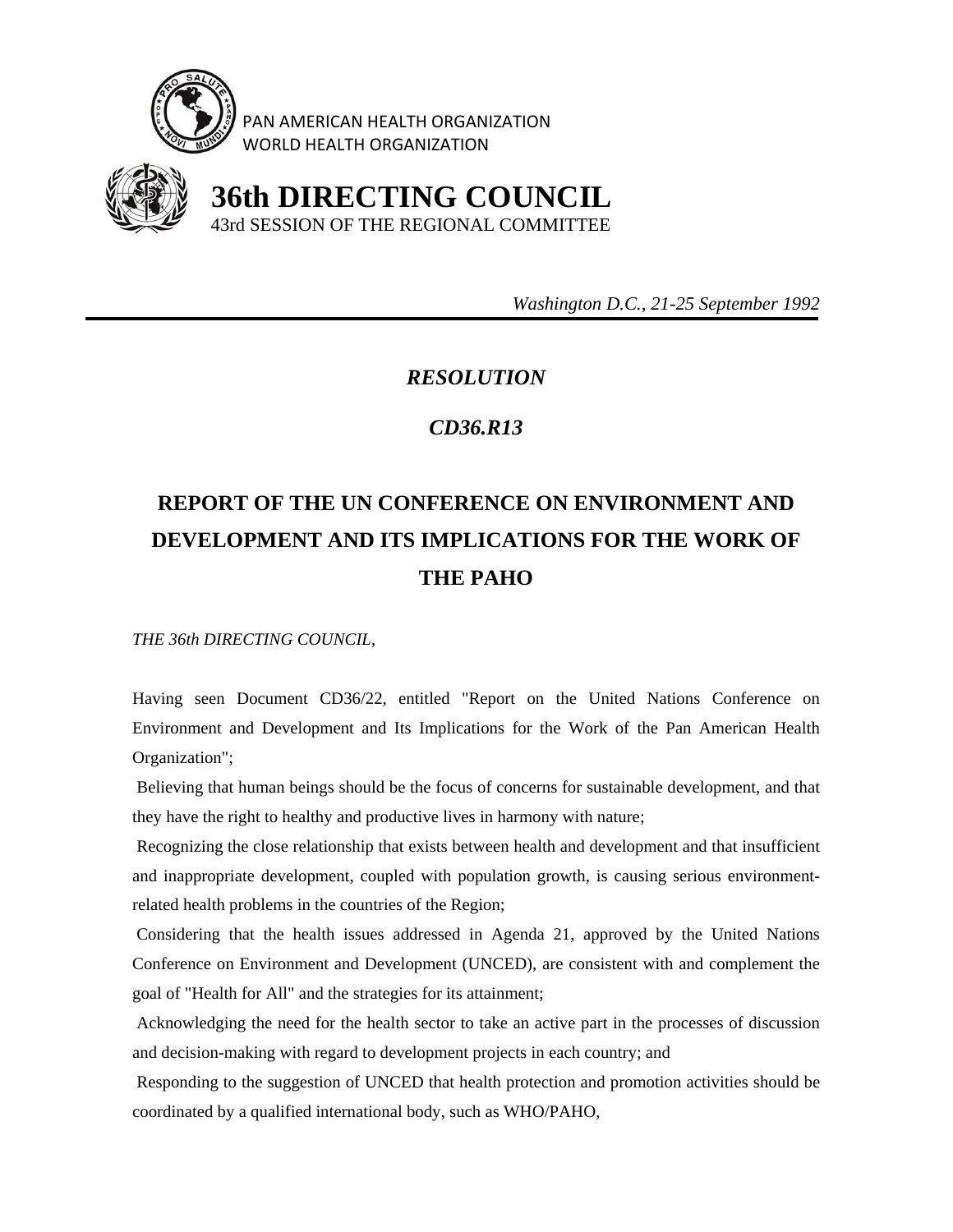PAN AMERICAN HEALTH ORGANIZATION
WORLD HEALTH ORGANIZATION

# 36th DIRECTING COUNCIL

43rd SESSION OF THE REGIONAL COMMITTEE

*Washington D.C., 21-25 September 1992*

---

## *RESOLUTION*

## *CD36.R13*

# REPORT OF THE UN CONFERENCE ON ENVIRONMENT AND DEVELOPMENT AND ITS IMPLICATIONS FOR THE WORK OF THE PAHO

*THE 36th DIRECTING COUNCIL,*

Having seen Document CD36/22, entitled "Report on the United Nations Conference on Environment and Development and Its Implications for the Work of the Pan American Health Organization";

Believing that human beings should be the focus of concerns for sustainable development, and that they have the right to healthy and productive lives in harmony with nature;

Recognizing the close relationship that exists between health and development and that insufficient and inappropriate development, coupled with population growth, is causing serious environment-related health problems in the countries of the Region;

Considering that the health issues addressed in Agenda 21, approved by the United Nations Conference on Environment and Development (UNCED), are consistent with and complement the goal of "Health for All" and the strategies for its attainment;

Acknowledging the need for the health sector to take an active part in the processes of discussion and decision-making with regard to development projects in each country; and

Responding to the suggestion of UNCED that health protection and promotion activities should be coordinated by a qualified international body, such as WHO/PAHO,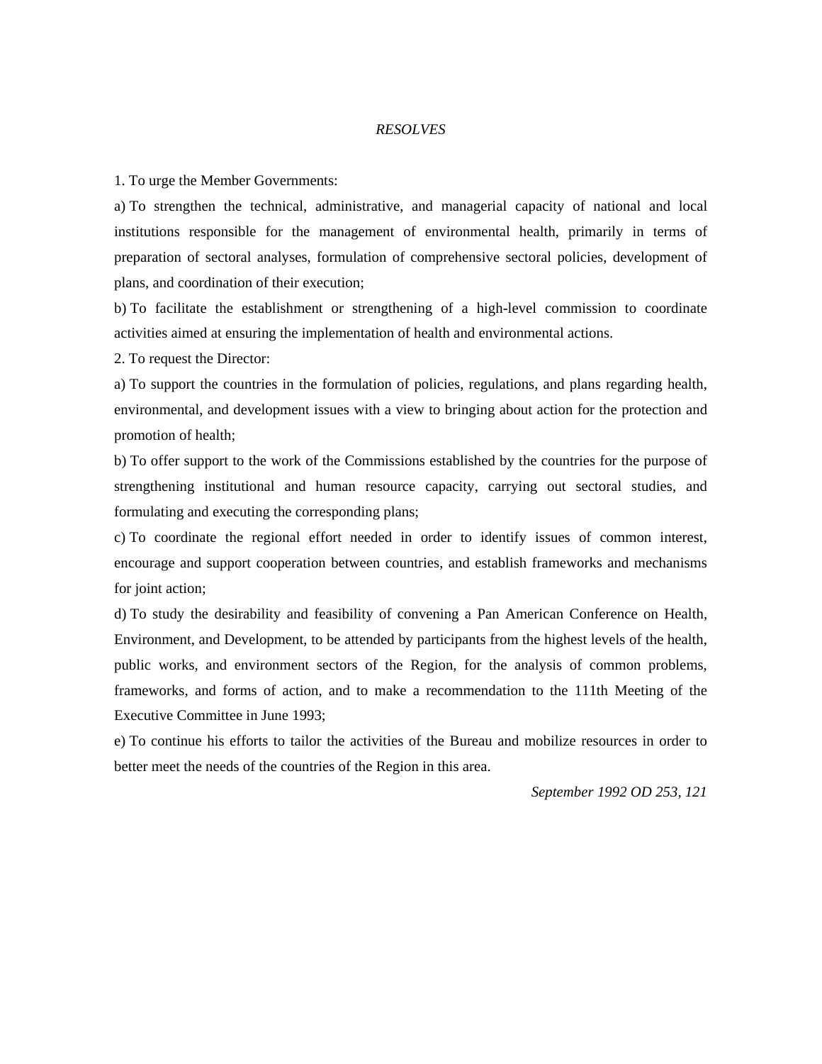*RESOLVES*

1. To urge the Member Governments:

a) To strengthen the technical, administrative, and managerial capacity of national and local institutions responsible for the management of environmental health, primarily in terms of preparation of sectoral analyses, formulation of comprehensive sectoral policies, development of plans, and coordination of their execution;

b) To facilitate the establishment or strengthening of a high-level commission to coordinate activities aimed at ensuring the implementation of health and environmental actions.

2. To request the Director:

a) To support the countries in the formulation of policies, regulations, and plans regarding health, environmental, and development issues with a view to bringing about action for the protection and promotion of health;

b) To offer support to the work of the Commissions established by the countries for the purpose of strengthening institutional and human resource capacity, carrying out sectoral studies, and formulating and executing the corresponding plans;

c) To coordinate the regional effort needed in order to identify issues of common interest, encourage and support cooperation between countries, and establish frameworks and mechanisms for joint action;

d) To study the desirability and feasibility of convening a Pan American Conference on Health, Environment, and Development, to be attended by participants from the highest levels of the health, public works, and environment sectors of the Region, for the analysis of common problems, frameworks, and forms of action, and to make a recommendation to the 111th Meeting of the Executive Committee in June 1993;

e) To continue his efforts to tailor the activities of the Bureau and mobilize resources in order to better meet the needs of the countries of the Region in this area.

*September 1992 OD 253, 121*